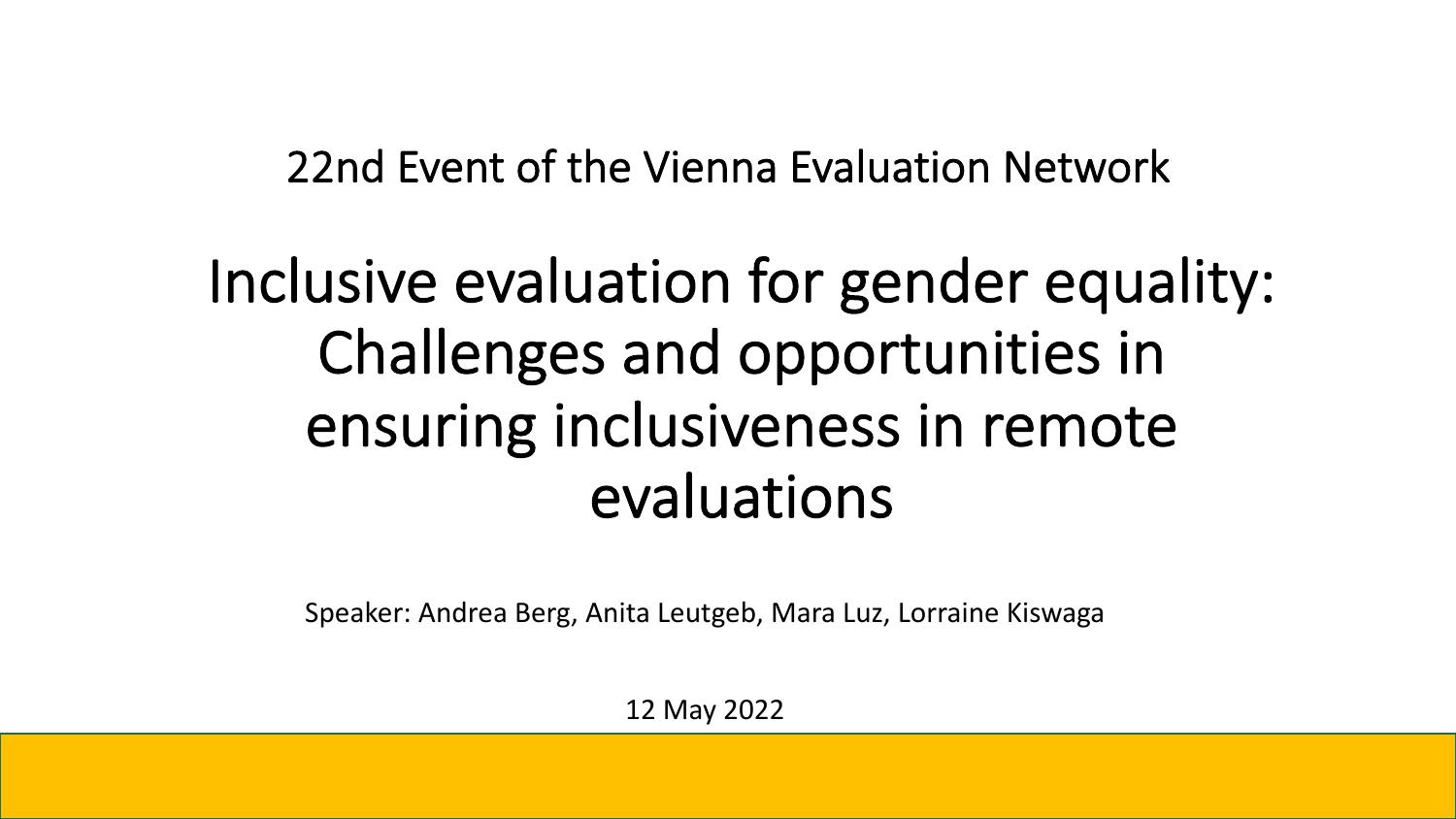22nd Event of the Vienna Evaluation Network

# Inclusive evaluation for gender equality: Challenges and opportunities in ensuring inclusiveness in remote evaluations

Speaker: Andrea Berg, Anita Leutgeb, Mara Luz, Lorraine Kiswaga

12 May 2022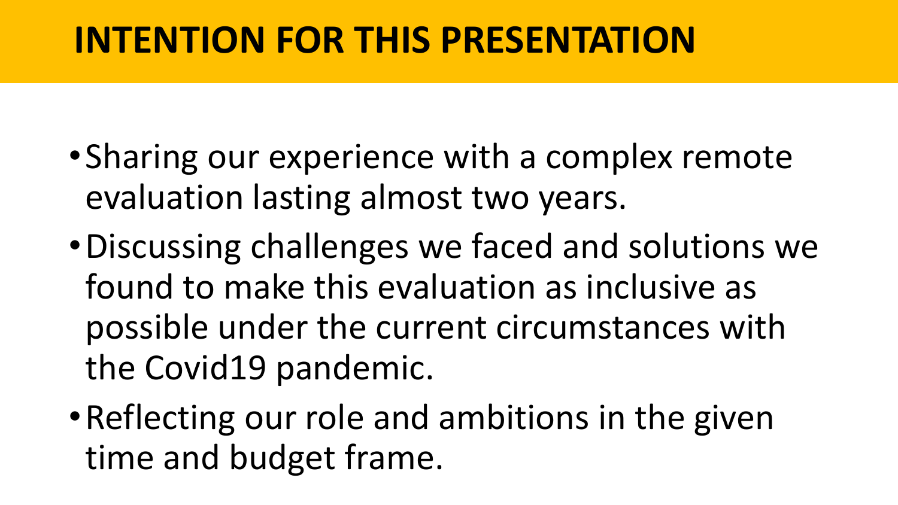# INTENTION FOR THIS PRESENTATION

- Sharing our experience with a complex remote evaluation lasting almost two years.
- Discussing challenges we faced and solutions we found to make this evaluation as inclusive as possible under the current circumstances with the Covid19 pandemic.
- Reflecting our role and ambitions in the given time and budget frame.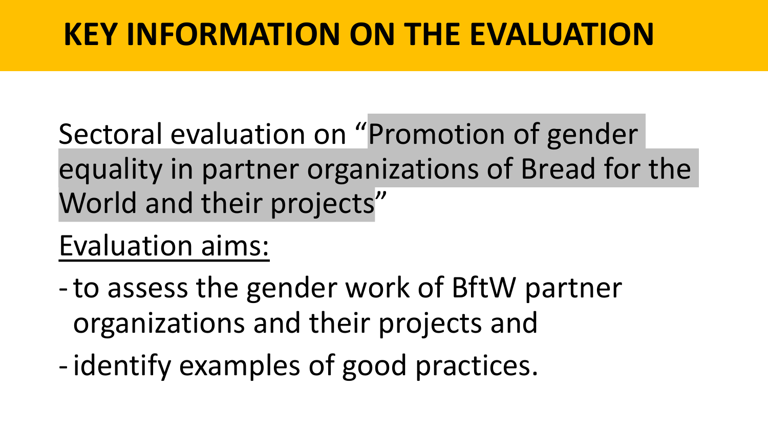# KEY INFORMATION ON THE EVALUATION

Sectoral evaluation on “Promotion of gender equality in partner organizations of Bread for the World and their projects”

Evaluation aims:

- to assess the gender work of BftW partner organizations and their projects and
- identify examples of good practices.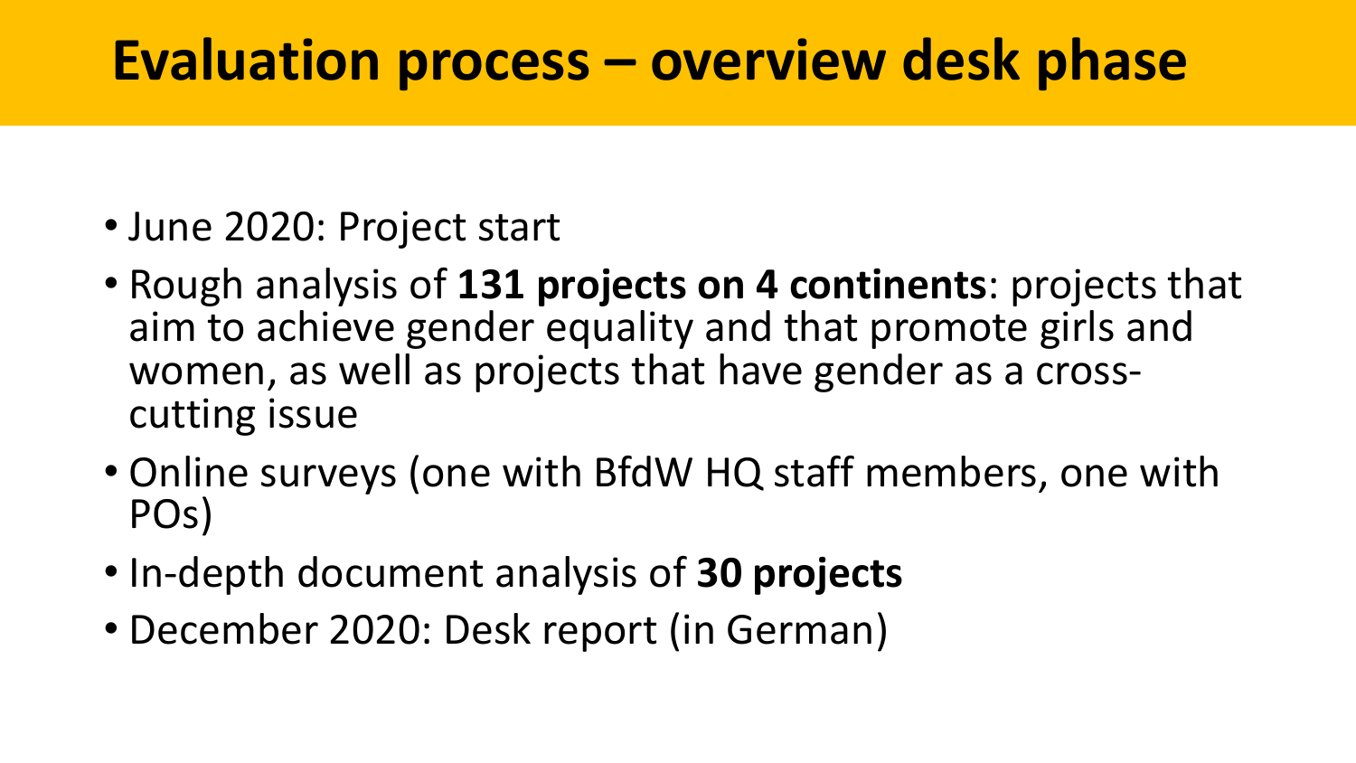# Evaluation process – overview desk phase

- June 2020: Project start
- Rough analysis of **131 projects on 4 continents**: projects that aim to achieve gender equality and that promote girls and women, as well as projects that have gender as a cross-cutting issue
- Online surveys (one with BfdW HQ staff members, one with POs)
- In-depth document analysis of **30 projects**
- December 2020: Desk report (in German)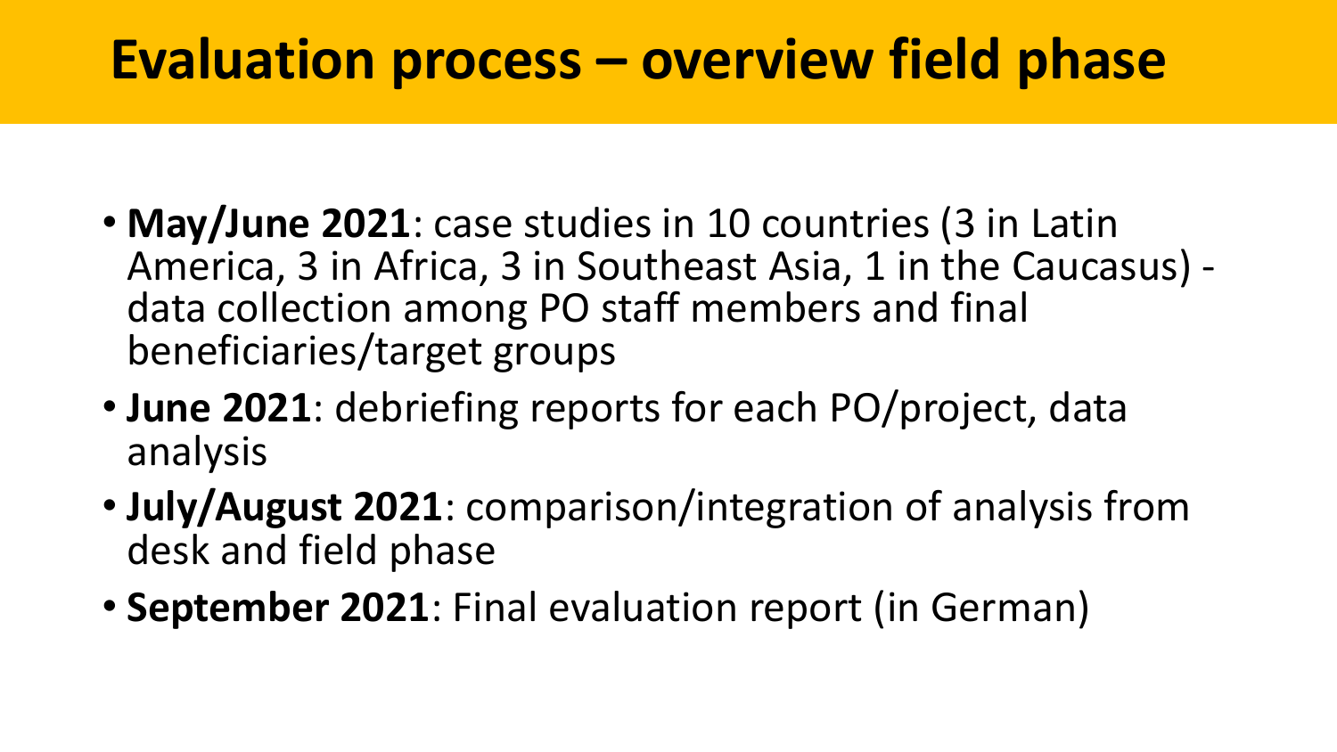# Evaluation process – overview field phase

- **May/June 2021**: case studies in 10 countries (3 in Latin America, 3 in Africa, 3 in Southeast Asia, 1 in the Caucasus) - data collection among PO staff members and final beneficiaries/target groups
- **June 2021**: debriefing reports for each PO/project, data analysis
- **July/August 2021**: comparison/integration of analysis from desk and field phase
- **September 2021**: Final evaluation report (in German)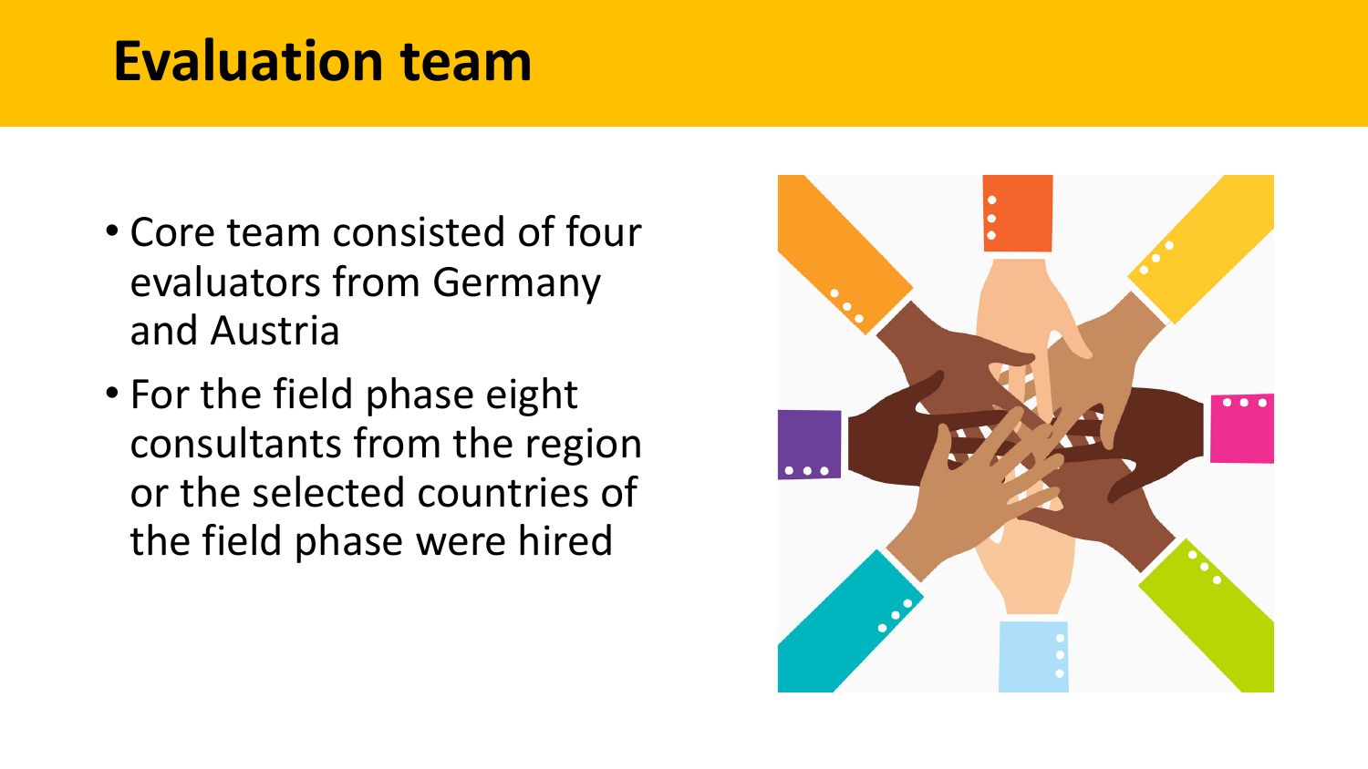# Evaluation team

- Core team consisted of four evaluators from Germany and Austria
- For the field phase eight consultants from the region or the selected countries of the field phase were hired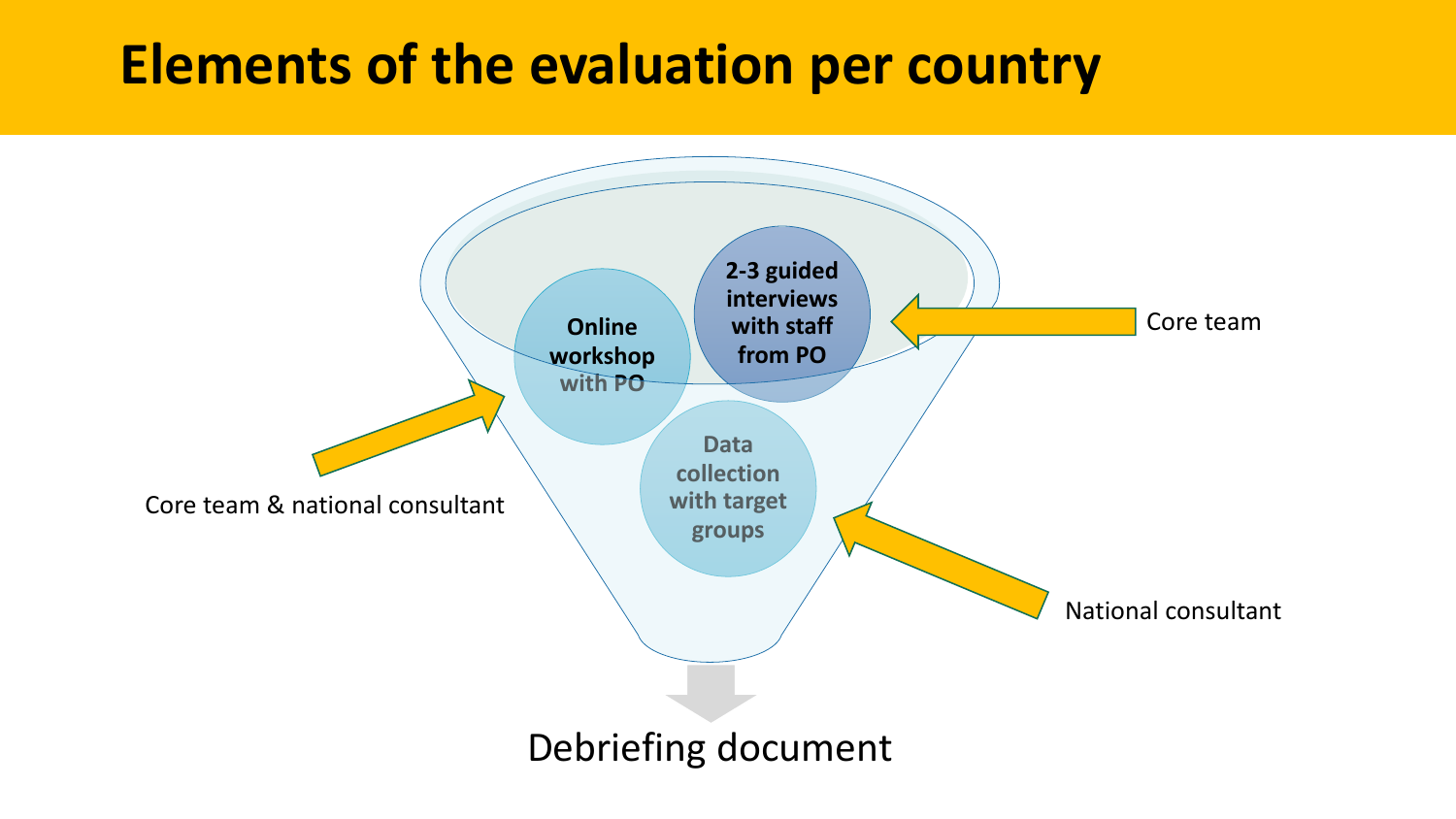# Elements of the evaluation per country

Online workshop with PO

2-3 guided interviews with staff from PO

Data collection with target groups

Core team

Core team & national consultant

National consultant

Debriefing document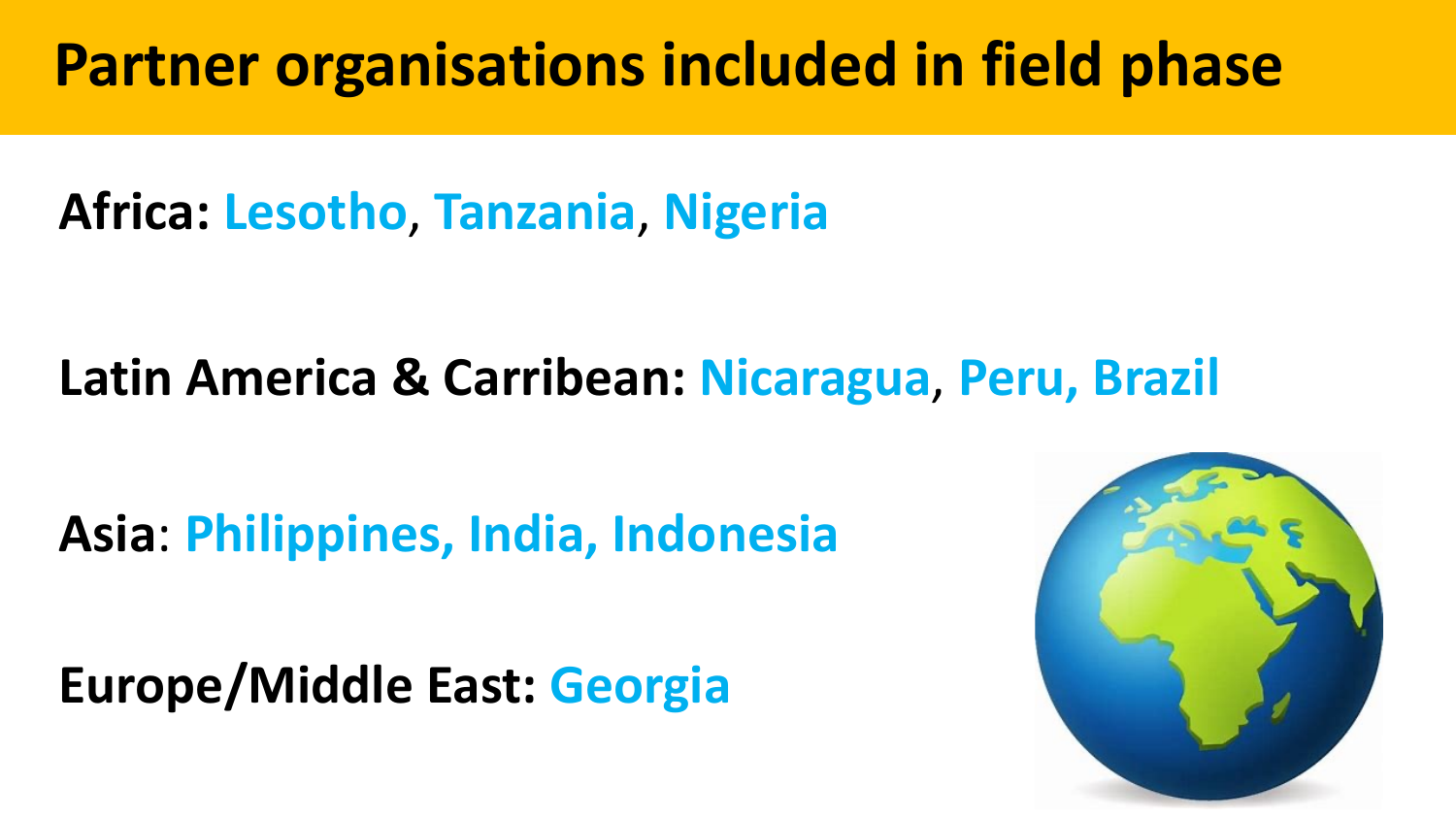# Partner organisations included in field phase

**Africa:** Lesotho, Tanzania, Nigeria

**Latin America & Carribean:** Nicaragua, Peru, Brazil

**Asia**: Philippines, India, Indonesia

**Europe/Middle East:** Georgia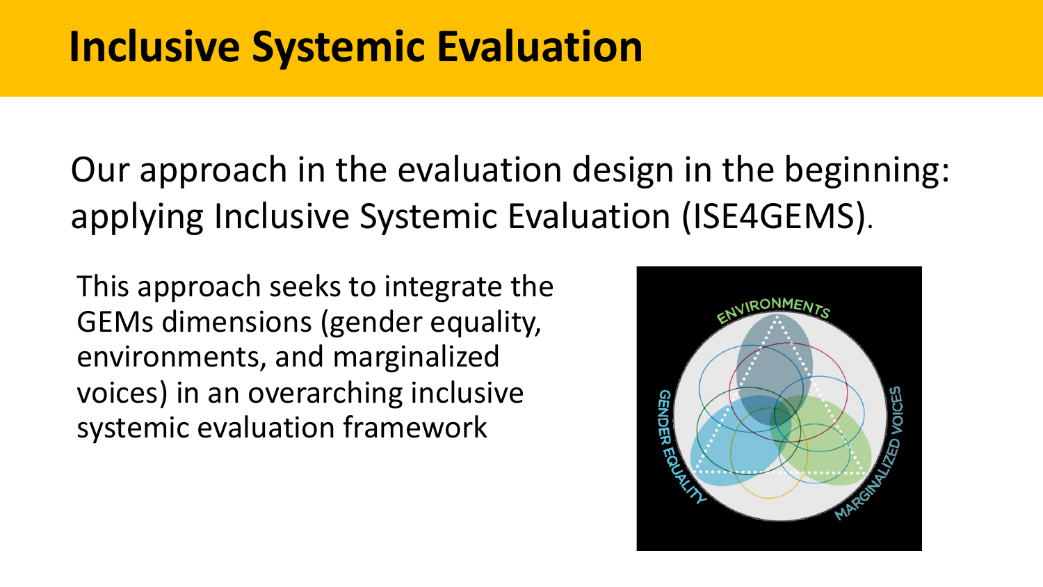# Inclusive Systemic Evaluation

Our approach in the evaluation design in the beginning: applying Inclusive Systemic Evaluation (ISE4GEMS).

This approach seeks to integrate the GEMs dimensions (gender equality, environments, and marginalized voices) in an overarching inclusive systemic evaluation framework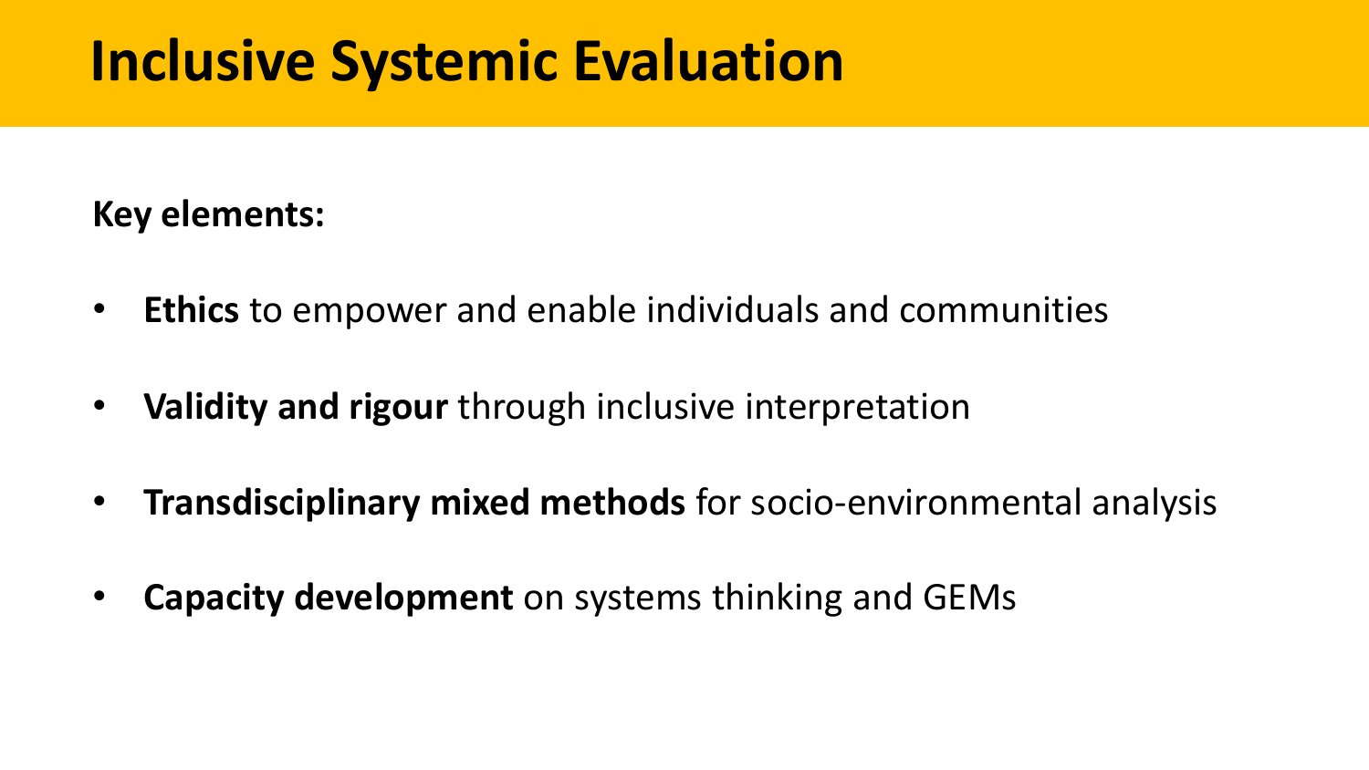# Inclusive Systemic Evaluation

**Key elements:**

- **Ethics** to empower and enable individuals and communities
- **Validity and rigour** through inclusive interpretation
- **Transdisciplinary mixed methods** for socio-environmental analysis
- **Capacity development** on systems thinking and GEMs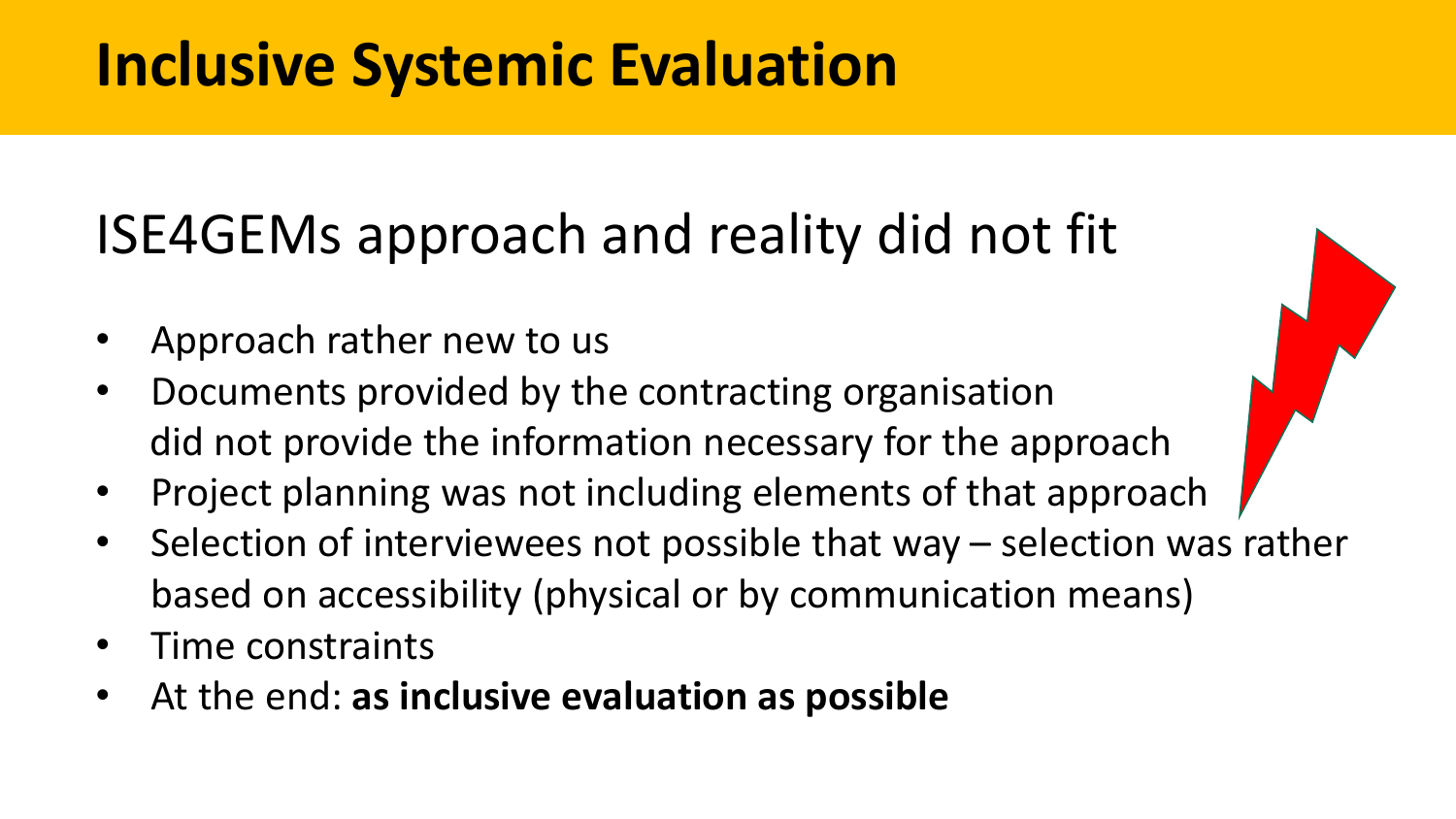# Inclusive Systemic Evaluation

## ISE4GEMs approach and reality did not fit

- Approach rather new to us
- Documents provided by the contracting organisation did not provide the information necessary for the approach
- Project planning was not including elements of that approach
- Selection of interviewees not possible that way – selection was rather based on accessibility (physical or by communication means)
- Time constraints
- At the end: **as inclusive evaluation as possible**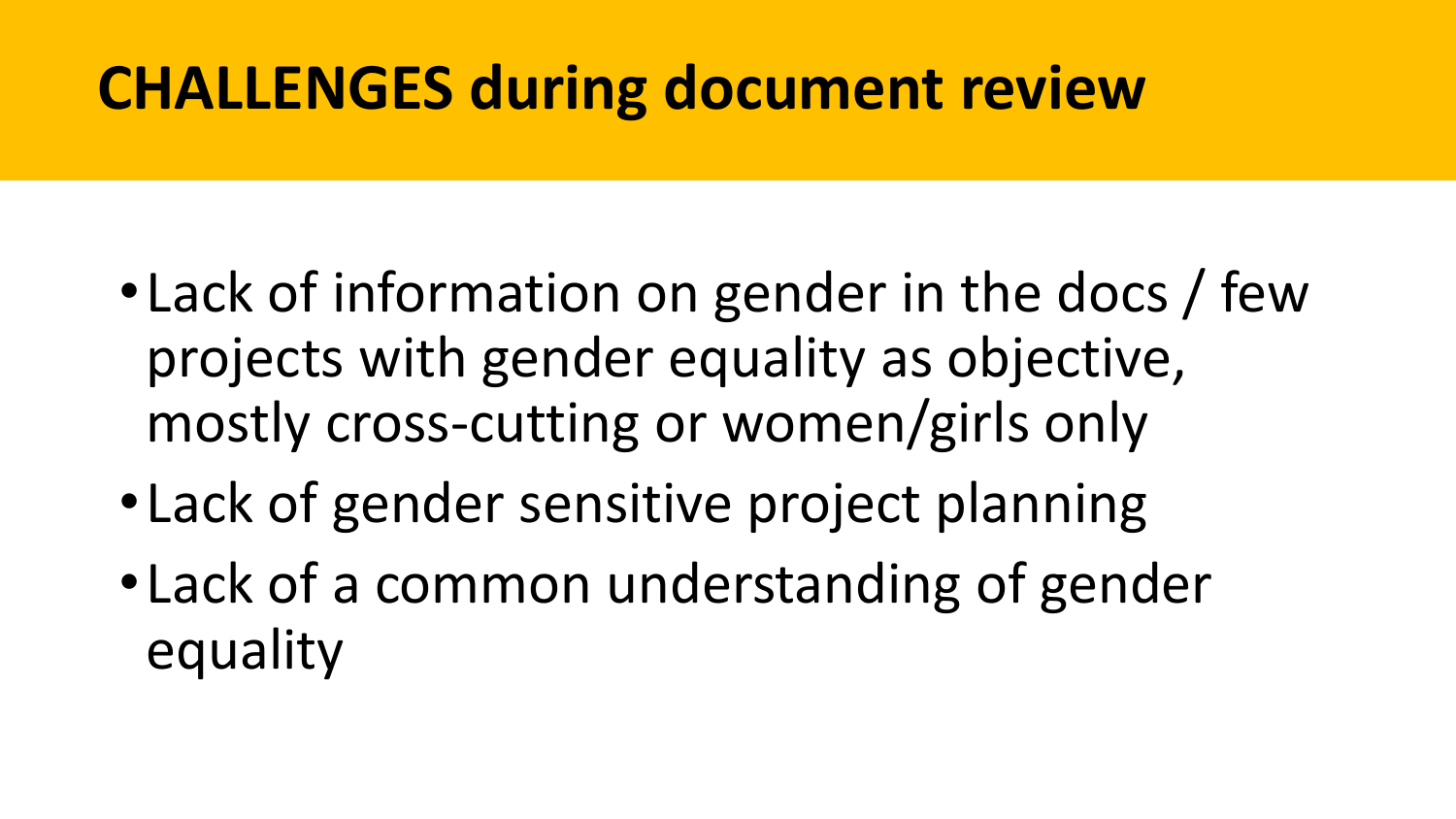# CHALLENGES during document review

- Lack of information on gender in the docs / few projects with gender equality as objective, mostly cross-cutting or women/girls only
- Lack of gender sensitive project planning
- Lack of a common understanding of gender equality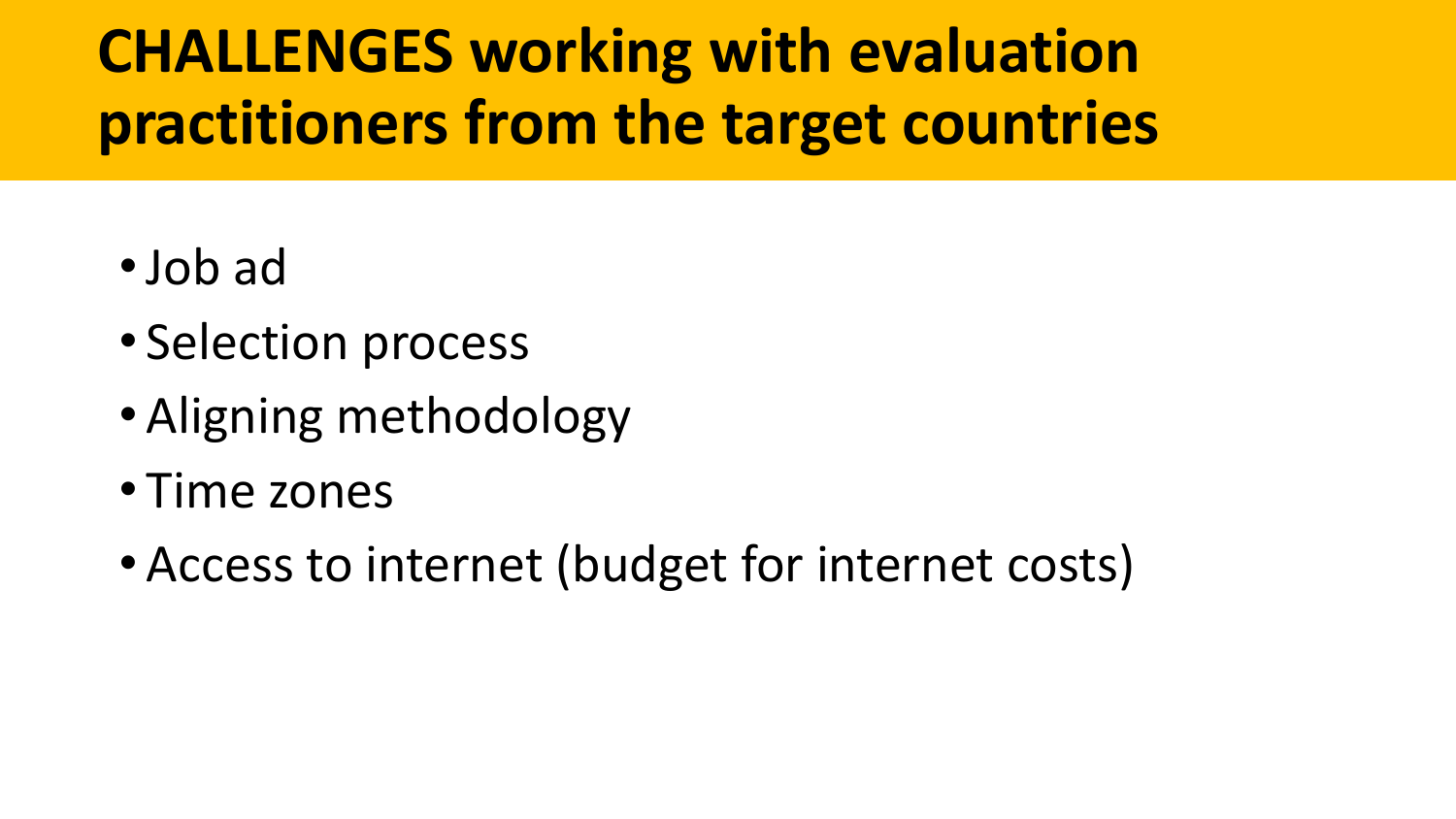# CHALLENGES working with evaluation practitioners from the target countries

- Job ad
- Selection process
- Aligning methodology
- Time zones
- Access to internet (budget for internet costs)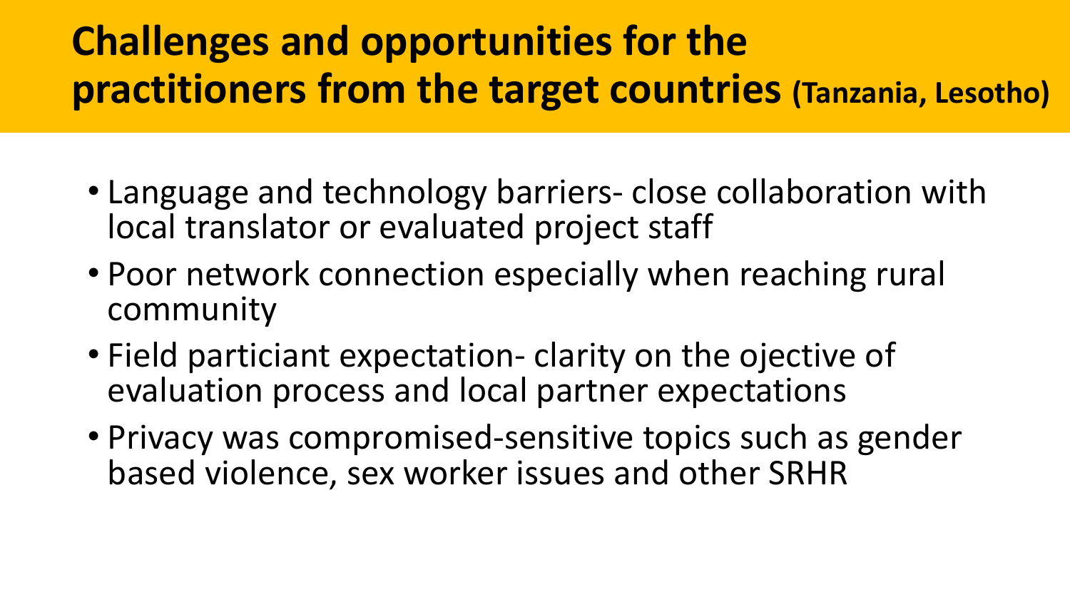# Challenges and opportunities for the practitioners from the target countries (Tanzania, Lesotho)

- Language and technology barriers- close collaboration with local translator or evaluated project staff
- Poor network connection especially when reaching rural community
- Field particiant expectation- clarity on the ojective of evaluation process and local partner expectations
- Privacy was compromised-sensitive topics such as gender based violence, sex worker issues and other SRHR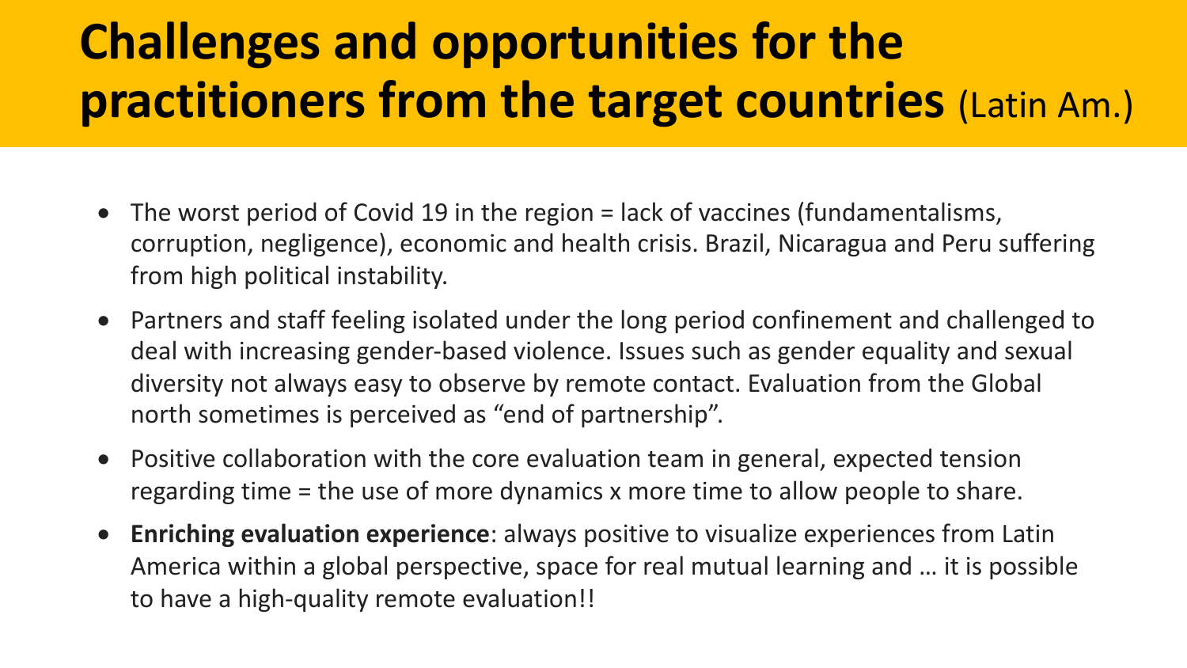# Challenges and opportunities for the practitioners from the target countries (Latin Am.)

- The worst period of Covid 19 in the region = lack of vaccines (fundamentalisms, corruption, negligence), economic and health crisis. Brazil, Nicaragua and Peru suffering from high political instability.
- Partners and staff feeling isolated under the long period confinement and challenged to deal with increasing gender-based violence. Issues such as gender equality and sexual diversity not always easy to observe by remote contact. Evaluation from the Global north sometimes is perceived as "end of partnership".
- Positive collaboration with the core evaluation team in general, expected tension regarding time = the use of more dynamics x more time to allow people to share.
- **Enriching evaluation experience**: always positive to visualize experiences from Latin America within a global perspective, space for real mutual learning and … it is possible to have a high-quality remote evaluation!!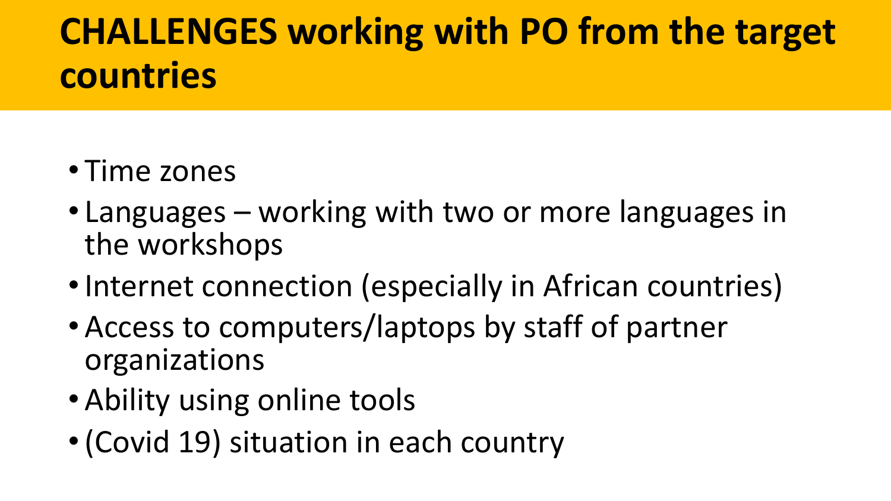# CHALLENGES working with PO from the target countries

- Time zones
- Languages – working with two or more languages in the workshops
- Internet connection (especially in African countries)
- Access to computers/laptops by staff of partner organizations
- Ability using online tools
- (Covid 19) situation in each country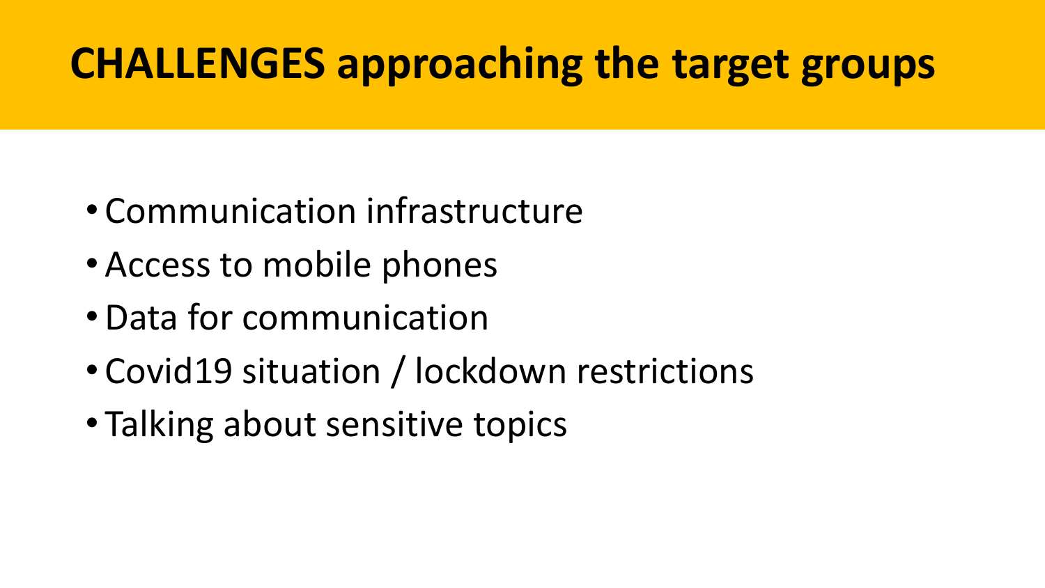# CHALLENGES approaching the target groups

- Communication infrastructure
- Access to mobile phones
- Data for communication
- Covid19 situation / lockdown restrictions
- Talking about sensitive topics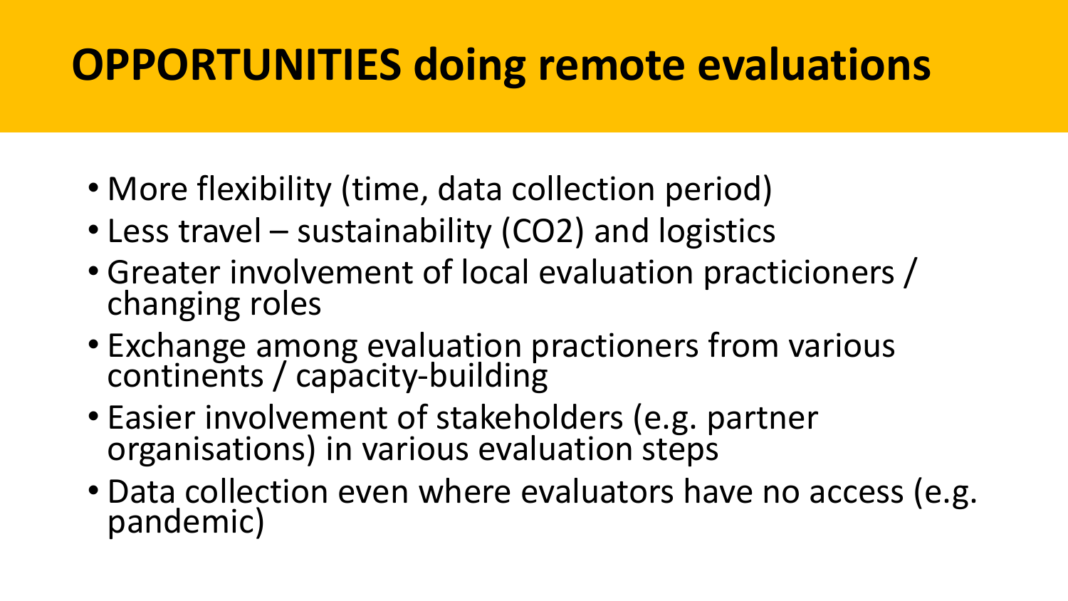# OPPORTUNITIES doing remote evaluations

- More flexibility (time, data collection period)
- Less travel – sustainability ($CO_2$) and logistics
- Greater involvement of local evaluation practicioners / changing roles
- Exchange among evaluation practioners from various continents / capacity-building
- Easier involvement of stakeholders (e.g. partner organisations) in various evaluation steps
- Data collection even where evaluators have no access (e.g. pandemic)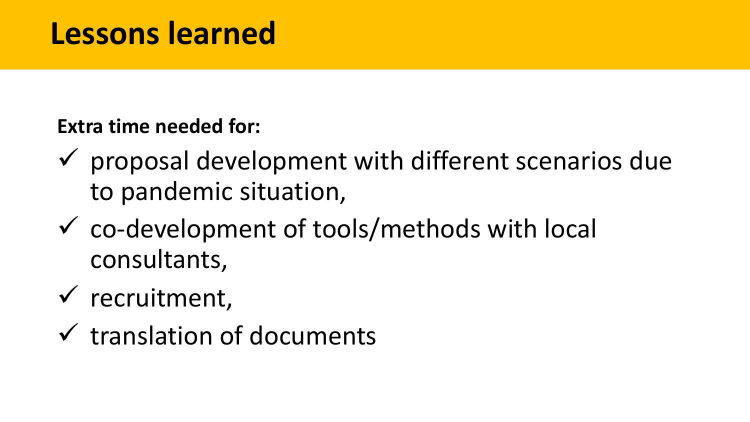# Lessons learned

**Extra time needed for:**

- ✓ proposal development with different scenarios due to pandemic situation,
- ✓ co-development of tools/methods with local consultants,
- ✓ recruitment,
- ✓ translation of documents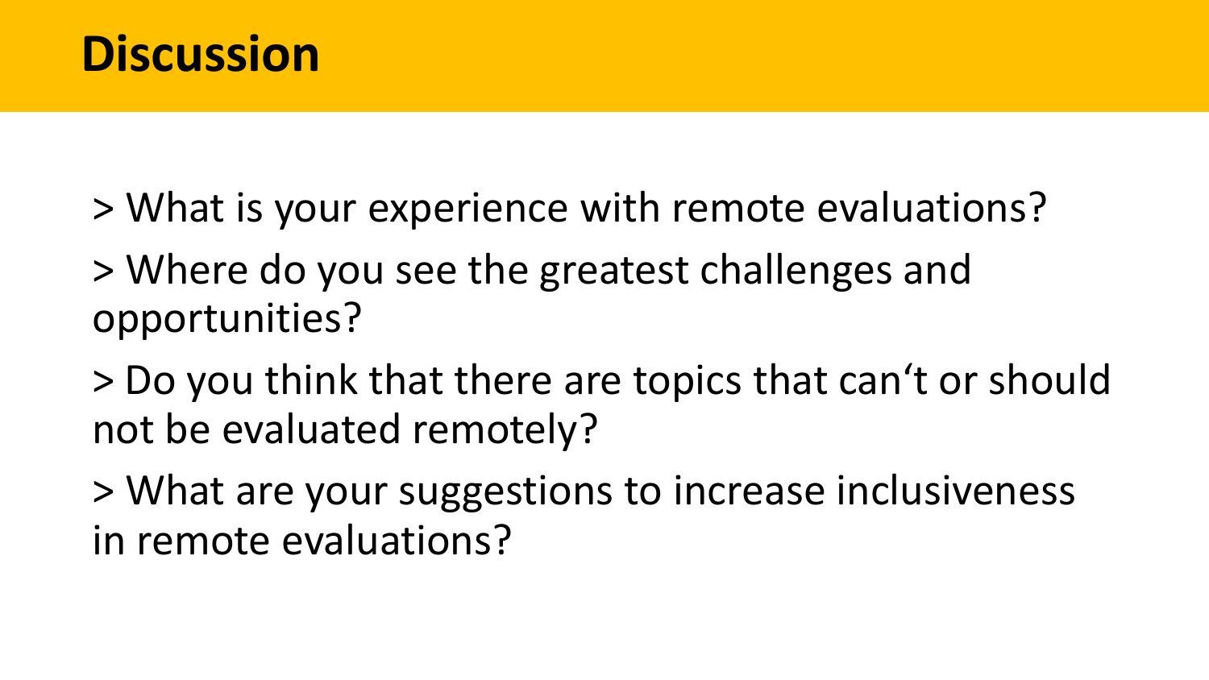# Discussion

> What is your experience with remote evaluations?

> Where do you see the greatest challenges and opportunities?

> Do you think that there are topics that can‘t or should not be evaluated remotely?

> What are your suggestions to increase inclusiveness in remote evaluations?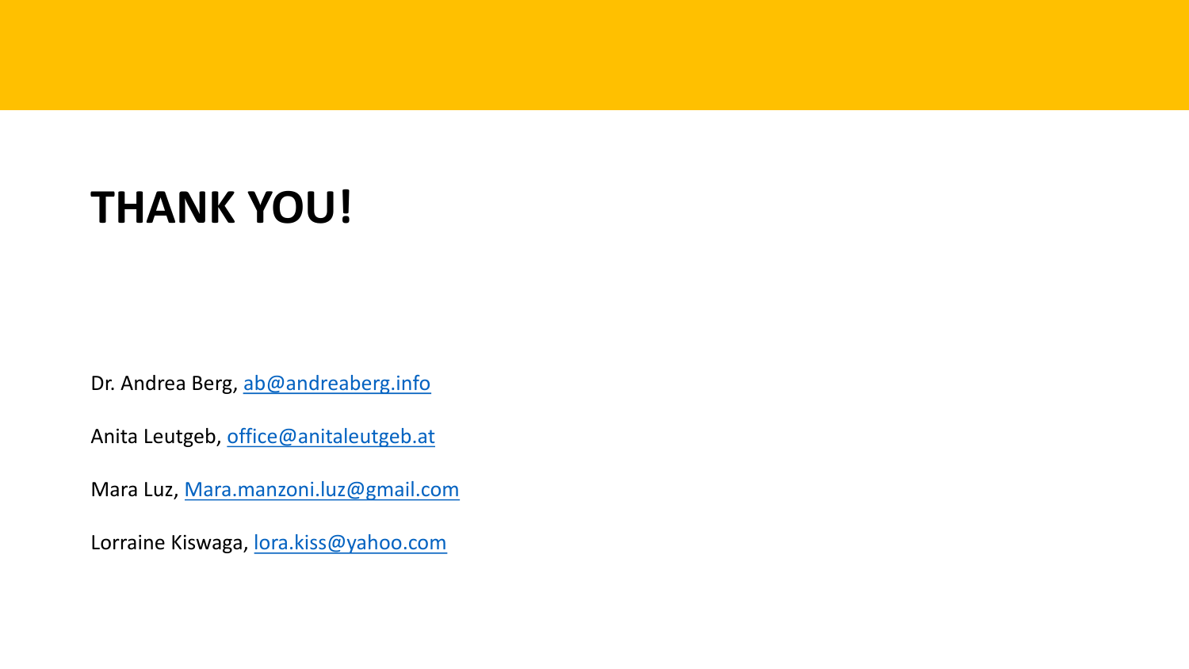# THANK YOU!

Dr. Andrea Berg, ab@andreaberg.info

Anita Leutgeb, office@anitaleutgeb.at

Mara Luz, Mara.manzoni.luz@gmail.com

Lorraine Kiswaga, lora.kiss@yahoo.com